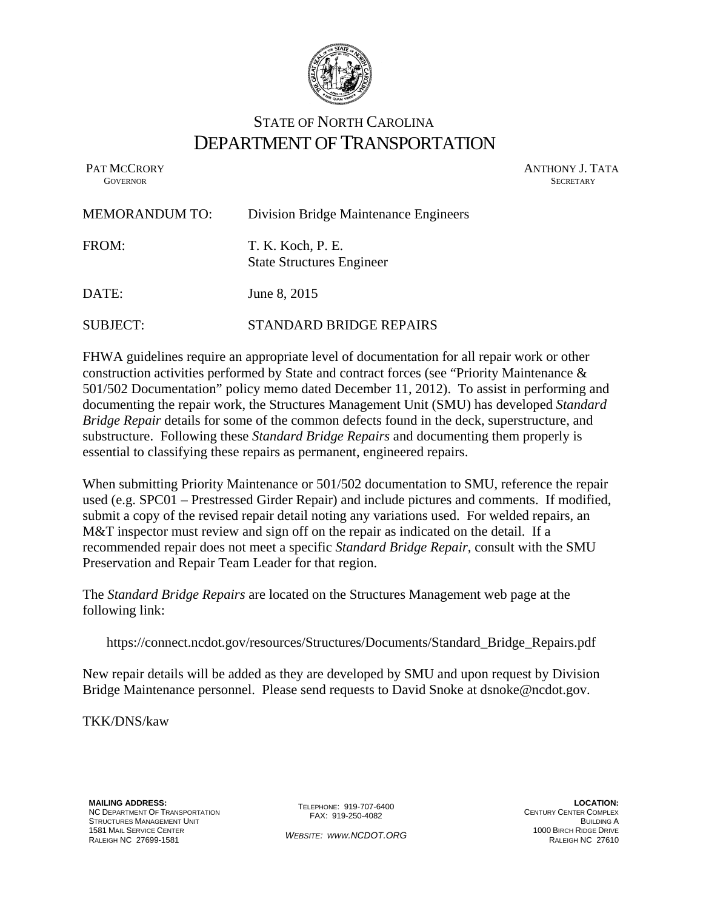# STATE OF NORTH CAROLINA
# DEPARTMENT OF TRANSPORTATION

PAT MCCRORY
GOVERNOR

ANTHONY J. TATA
SECRETARY

| | |
|---|---|
| MEMORANDUM TO: | Division Bridge Maintenance Engineers |
| FROM: | T. K. Koch, P. E.<br>State Structures Engineer |
| DATE: | June 8, 2015 |
| SUBJECT: | STANDARD BRIDGE REPAIRS |

FHWA guidelines require an appropriate level of documentation for all repair work or other construction activities performed by State and contract forces (see "Priority Maintenance & 501/502 Documentation" policy memo dated December 11, 2012). To assist in performing and documenting the repair work, the Structures Management Unit (SMU) has developed *Standard Bridge Repair* details for some of the common defects found in the deck, superstructure, and substructure. Following these *Standard Bridge Repairs* and documenting them properly is essential to classifying these repairs as permanent, engineered repairs.

When submitting Priority Maintenance or 501/502 documentation to SMU, reference the repair used (e.g. SPC01 – Prestressed Girder Repair) and include pictures and comments. If modified, submit a copy of the revised repair detail noting any variations used. For welded repairs, an M&T inspector must review and sign off on the repair as indicated on the detail. If a recommended repair does not meet a specific *Standard Bridge Repair,* consult with the SMU Preservation and Repair Team Leader for that region.

The *Standard Bridge Repairs* are located on the Structures Management web page at the following link:

https://connect.ncdot.gov/resources/Structures/Documents/Standard_Bridge_Repairs.pdf

New repair details will be added as they are developed by SMU and upon request by Division Bridge Maintenance personnel. Please send requests to David Snoke at dsnoke@ncdot.gov.

TKK/DNS/kaw

**MAILING ADDRESS:**
NC DEPARTMENT OF TRANSPORTATION
STRUCTURES MANAGEMENT UNIT
1581 MAIL SERVICE CENTER
RALEIGH NC 27699-1581

TELEPHONE: 919-707-6400
FAX: 919-250-4082

*WEBSITE: WWW.NCDOT.ORG*

**LOCATION:**
CENTURY CENTER COMPLEX
BUILDING A
1000 BIRCH RIDGE DRIVE
RALEIGH NC 27610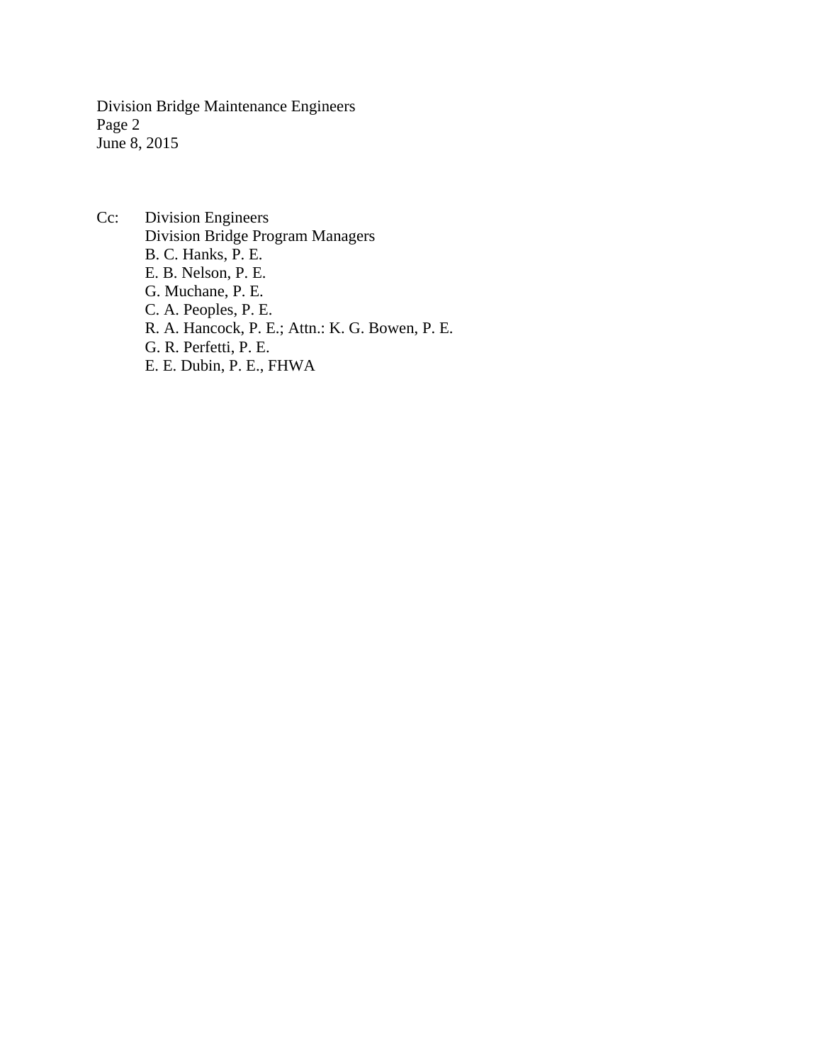Cc: Division Engineers
Division Bridge Program Managers
B. C. Hanks, P. E.
E. B. Nelson, P. E.
G. Muchane, P. E.
C. A. Peoples, P. E.
R. A. Hancock, P. E.; Attn.: K. G. Bowen, P. E.
G. R. Perfetti, P. E.
E. E. Dubin, P. E., FHWA